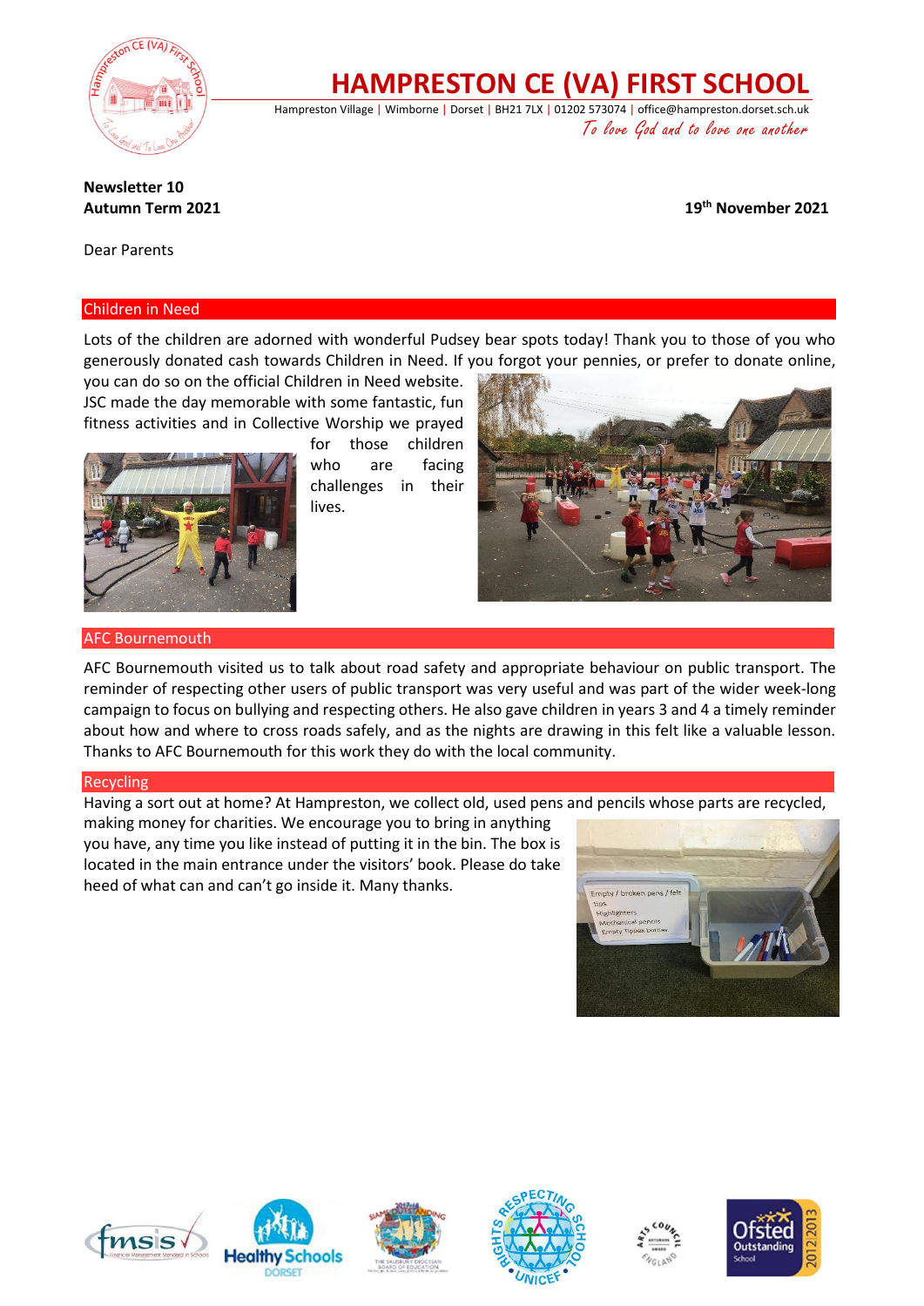# HAMPRESTON CE (VA) FIRST SCHOOL

Hampreston Village | Wimborne | Dorset | BH21 7LX | 01202 573074 | office@hampreston.dorset.sch.uk

*To love God and to love one another*

**Newsletter 10**
**Autumn Term 2021**

**19th November 2021**

Dear Parents

## Children in Need

Lots of the children are adorned with wonderful Pudsey bear spots today! Thank you to those of you who generously donated cash towards Children in Need. If you forgot your pennies, or prefer to donate online, you can do so on the official Children in Need website. JSC made the day memorable with some fantastic, fun fitness activities and in Collective Worship we prayed for those children who are facing challenges in their lives.

## AFC Bournemouth

AFC Bournemouth visited us to talk about road safety and appropriate behaviour on public transport. The reminder of respecting other users of public transport was very useful and was part of the wider week-long campaign to focus on bullying and respecting others. He also gave children in years 3 and 4 a timely reminder about how and where to cross roads safely, and as the nights are drawing in this felt like a valuable lesson. Thanks to AFC Bournemouth for this work they do with the local community.

## Recycling

Having a sort out at home? At Hampreston, we collect old, used pens and pencils whose parts are recycled, making money for charities. We encourage you to bring in anything you have, any time you like instead of putting it in the bin. The box is located in the main entrance under the visitors' book. Please do take heed of what can and can't go inside it. Many thanks.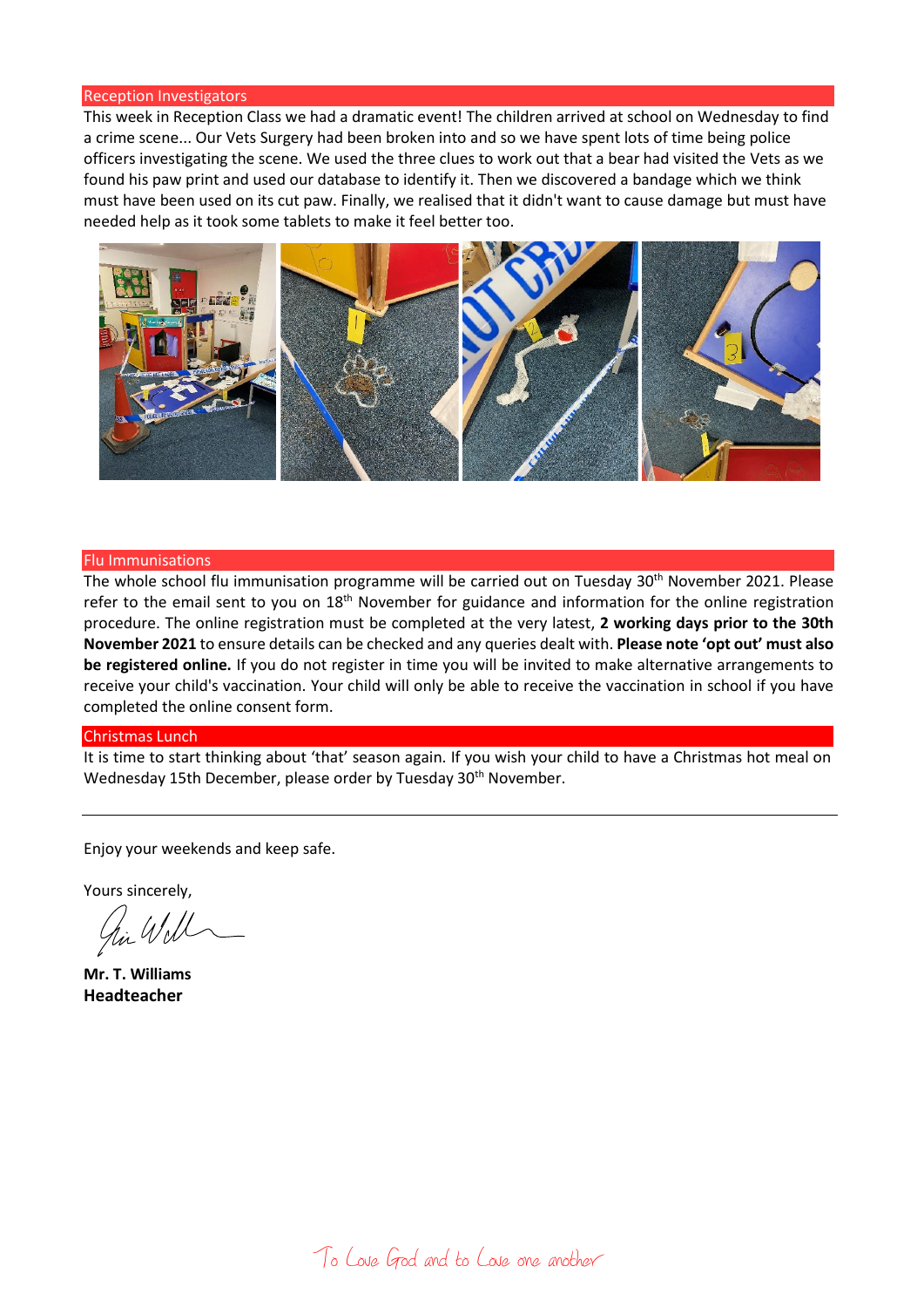## Reception Investigators

This week in Reception Class we had a dramatic event! The children arrived at school on Wednesday to find a crime scene... Our Vets Surgery had been broken into and so we have spent lots of time being police officers investigating the scene. We used the three clues to work out that a bear had visited the Vets as we found his paw print and used our database to identify it. Then we discovered a bandage which we think must have been used on its cut paw. Finally, we realised that it didn't want to cause damage but must have needed help as it took some tablets to make it feel better too.

## Flu Immunisations

The whole school flu immunisation programme will be carried out on Tuesday 30th November 2021. Please refer to the email sent to you on 18th November for guidance and information for the online registration procedure. The online registration must be completed at the very latest, **2 working days prior to the 30th November 2021** to ensure details can be checked and any queries dealt with. **Please note 'opt out' must also be registered online.** If you do not register in time you will be invited to make alternative arrangements to receive your child's vaccination. Your child will only be able to receive the vaccination in school if you have completed the online consent form.

## Christmas Lunch

It is time to start thinking about 'that' season again. If you wish your child to have a Christmas hot meal on Wednesday 15th December, please order by Tuesday 30th November.

---

Enjoy your weekends and keep safe.

Yours sincerely,

**Mr. T. Williams**
**Headteacher**

To Love God and to Love one another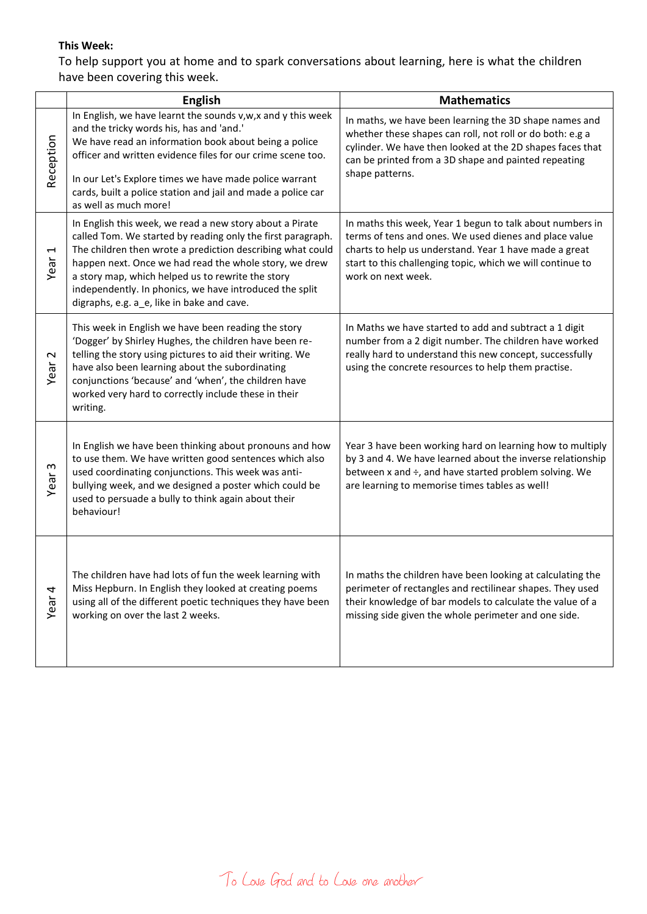**This Week:**

To help support you at home and to spark conversations about learning, here is what the children have been covering this week.

| | English | Mathematics |
|---|---|---|
| Reception | In English, we have learnt the sounds v,w,x and y this week and the tricky words his, has and 'and.' We have read an information book about being a police officer and written evidence files for our crime scene too. In our Let's Explore times we have made police warrant cards, built a police station and jail and made a police car as well as much more! | In maths, we have been learning the 3D shape names and whether these shapes can roll, not roll or do both: e.g a cylinder. We have then looked at the 2D shapes faces that can be printed from a 3D shape and painted repeating shape patterns. |
| Year 1 | In English this week, we read a new story about a Pirate called Tom. We started by reading only the first paragraph. The children then wrote a prediction describing what could happen next. Once we had read the whole story, we drew a story map, which helped us to rewrite the story independently. In phonics, we have introduced the split digraphs, e.g. a_e, like in bake and cave. | In maths this week, Year 1 begun to talk about numbers in terms of tens and ones. We used dienes and place value charts to help us understand. Year 1 have made a great start to this challenging topic, which we will continue to work on next week. |
| Year 2 | This week in English we have been reading the story 'Dogger' by Shirley Hughes, the children have been re-telling the story using pictures to aid their writing. We have also been learning about the subordinating conjunctions 'because' and 'when', the children have worked very hard to correctly include these in their writing. | In Maths we have started to add and subtract a 1 digit number from a 2 digit number. The children have worked really hard to understand this new concept, successfully using the concrete resources to help them practise. |
| Year 3 | In English we have been thinking about pronouns and how to use them. We have written good sentences which also used coordinating conjunctions. This week was anti-bullying week, and we designed a poster which could be used to persuade a bully to think again about their behaviour! | Year 3 have been working hard on learning how to multiply by 3 and 4. We have learned about the inverse relationship between x and ÷, and have started problem solving. We are learning to memorise times tables as well! |
| Year 4 | The children have had lots of fun the week learning with Miss Hepburn. In English they looked at creating poems using all of the different poetic techniques they have been working on over the last 2 weeks. | In maths the children have been looking at calculating the perimeter of rectangles and rectilinear shapes. They used their knowledge of bar models to calculate the value of a missing side given the whole perimeter and one side. |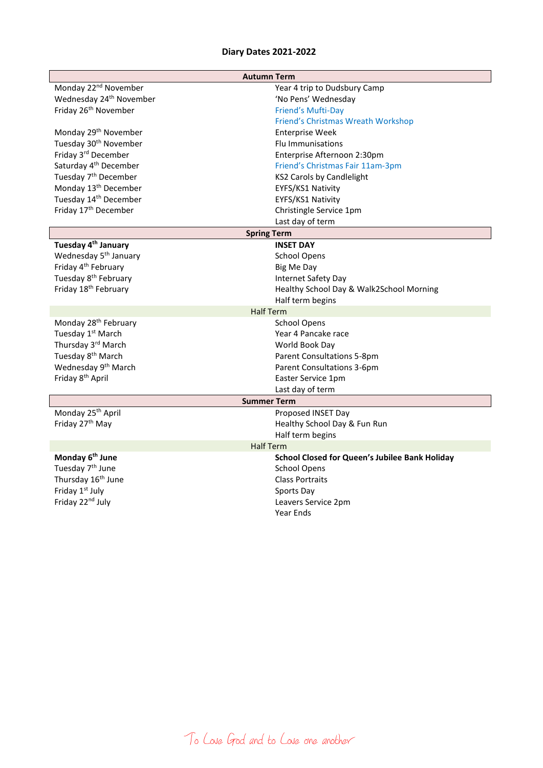## Diary Dates 2021-2022

| | |
|---|---|
| **Autumn Term** | |
| Monday 22nd November | Year 4 trip to Dudsbury Camp |
| Wednesday 24th November | 'No Pens' Wednesday |
| Friday 26th November | Friend's Mufti-Day |
| | Friend's Christmas Wreath Workshop |
| Monday 29th November | Enterprise Week |
| Tuesday 30th November | Flu Immunisations |
| Friday 3rd December | Enterprise Afternoon 2:30pm |
| Saturday 4th December | Friend's Christmas Fair 11am-3pm |
| Tuesday 7th December | KS2 Carols by Candlelight |
| Monday 13th December | EYFS/KS1 Nativity |
| Tuesday 14th December | EYFS/KS1 Nativity |
| Friday 17th December | Christingle Service 1pm |
| | Last day of term |
| **Spring Term** | |
| **Tuesday 4th January** | **INSET DAY** |
| Wednesday 5th January | School Opens |
| Friday 4th February | Big Me Day |
| Tuesday 8th February | Internet Safety Day |
| Friday 18th February | Healthy School Day & Walk2School Morning |
| | Half term begins |
| Half Term | |
| Monday 28th February | School Opens |
| Tuesday 1st March | Year 4 Pancake race |
| Thursday 3rd March | World Book Day |
| Tuesday 8th March | Parent Consultations 5-8pm |
| Wednesday 9th March | Parent Consultations 3-6pm |
| Friday 8th April | Easter Service 1pm |
| | Last day of term |
| **Summer Term** | |
| Monday 25th April | Proposed INSET Day |
| Friday 27th May | Healthy School Day & Fun Run |
| | Half term begins |
| Half Term | |
| **Monday 6th June** | **School Closed for Queen's Jubilee Bank Holiday** |
| Tuesday 7th June | School Opens |
| Thursday 16th June | Class Portraits |
| Friday 1st July | Sports Day |
| Friday 22nd July | Leavers Service 2pm |
| | Year Ends |

To Love God and to Love one another